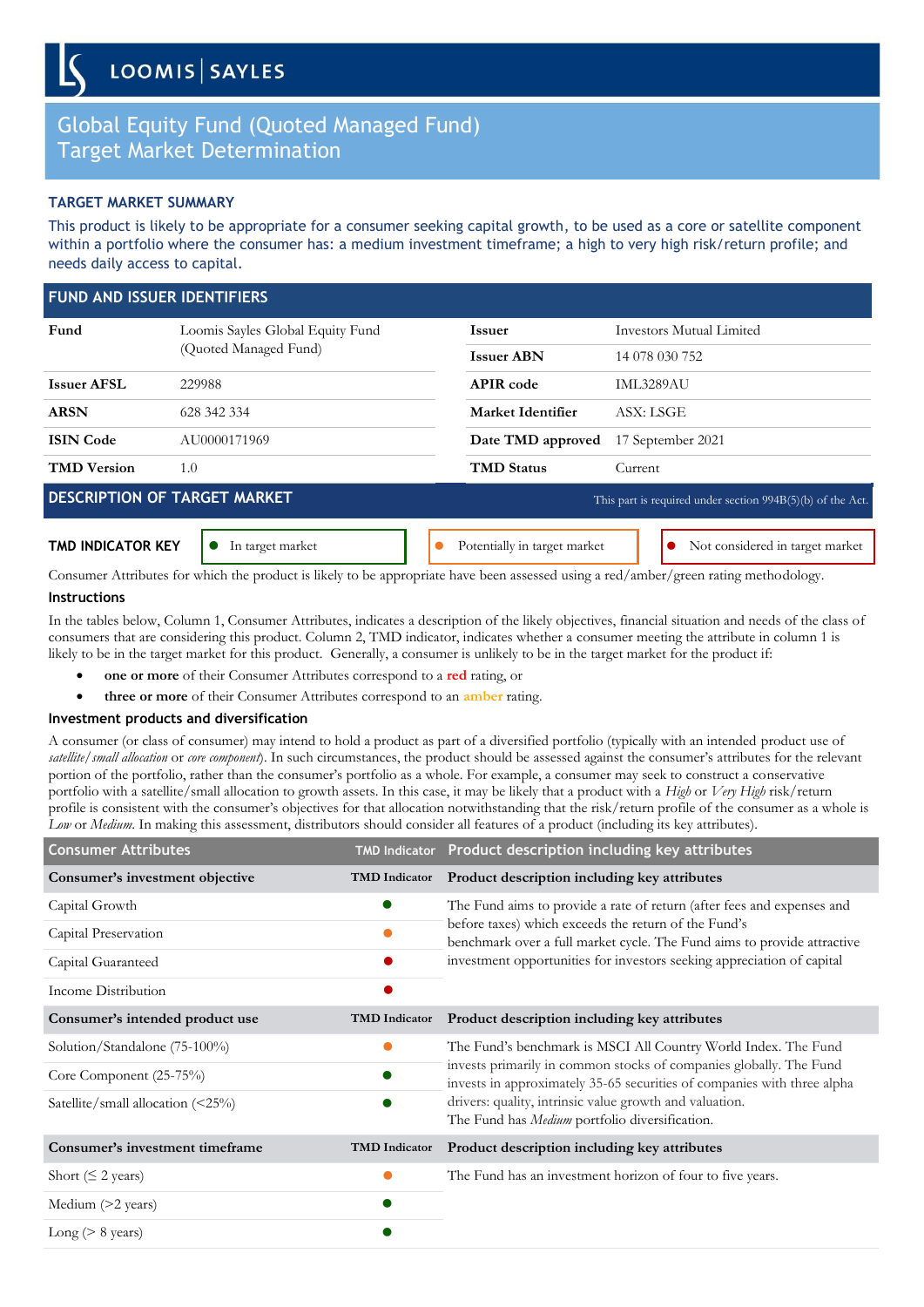LOOMIS | SAYLES

# Global Equity Fund (Quoted Managed Fund) Target Market Determination

## TARGET MARKET SUMMARY

This product is likely to be appropriate for a consumer seeking capital growth, to be used as a core or satellite component within a portfolio where the consumer has: a medium investment timeframe; a high to very high risk/return profile; and needs daily access to capital.

## FUND AND ISSUER IDENTIFIERS

| | | | |
|---|---|---|---|
| **Fund** | Loomis Sayles Global Equity Fund (Quoted Managed Fund) | **Issuer** | Investors Mutual Limited |
| | | **Issuer ABN** | 14 078 030 752 |
| **Issuer AFSL** | 229988 | **APIR code** | IML3289AU |
| **ARSN** | 628 342 334 | **Market Identifier** | ASX: LSGE |
| **ISIN Code** | AU0000171969 | **Date TMD approved** | 17 September 2021 |
| **TMD Version** | 1.0 | **TMD Status** | Current |

## DESCRIPTION OF TARGET MARKET

This part is required under section 994B(5)(b) of the Act.

**TMD INDICATOR KEY** — ● (green) In target market | ● (amber) Potentially in target market | ● (red) Not considered in target market

Consumer Attributes for which the product is likely to be appropriate have been assessed using a red/amber/green rating methodology.

### Instructions

In the tables below, Column 1, Consumer Attributes, indicates a description of the likely objectives, financial situation and needs of the class of consumers that are considering this product. Column 2, TMD indicator, indicates whether a consumer meeting the attribute in column 1 is likely to be in the target market for this product. Generally, a consumer is unlikely to be in the target market for the product if:

- **one or more** of their Consumer Attributes correspond to a **red** rating, or
- **three or more** of their Consumer Attributes correspond to an amber rating.

### Investment products and diversification

A consumer (or class of consumer) may intend to hold a product as part of a diversified portfolio (typically with an intended product use of *satellite/small allocation* or *core component*). In such circumstances, the product should be assessed against the consumer's attributes for the relevant portion of the portfolio, rather than the consumer's portfolio as a whole. For example, a consumer may seek to construct a conservative portfolio with a satellite/small allocation to growth assets. In this case, it may be likely that a product with a *High* or *Very High* risk/return profile is consistent with the consumer's objectives for that allocation notwithstanding that the risk/return profile of the consumer as a whole is *Low* or *Medium*. In making this assessment, distributors should consider all features of a product (including its key attributes).

| Consumer Attributes | TMD Indicator | Product description including key attributes |
|---|---|---|
| **Consumer's investment objective** | **TMD Indicator** | **Product description including key attributes** |
| Capital Growth | ● (green) | The Fund aims to provide a rate of return (after fees and expenses and before taxes) which exceeds the return of the Fund's benchmark over a full market cycle. The Fund aims to provide attractive investment opportunities for investors seeking appreciation of capital |
| Capital Preservation | ● (amber) | |
| Capital Guaranteed | ● (red) | |
| Income Distribution | ● (red) | |
| **Consumer's intended product use** | **TMD Indicator** | **Product description including key attributes** |
| Solution/Standalone (75-100%) | ● (amber) | The Fund's benchmark is MSCI All Country World Index. The Fund invests primarily in common stocks of companies globally. The Fund invests in approximately 35-65 securities of companies with three alpha drivers: quality, intrinsic value growth and valuation. The Fund has *Medium* portfolio diversification. |
| Core Component (25-75%) | ● (green) | |
| Satellite/small allocation (<25%) | ● (green) | |
| **Consumer's investment timeframe** | **TMD Indicator** | **Product description including key attributes** |
| Short (≤ 2 years) | ● (amber) | The Fund has an investment horizon of four to five years. |
| Medium (>2 years) | ● (green) | |
| Long (> 8 years) | ● (green) | |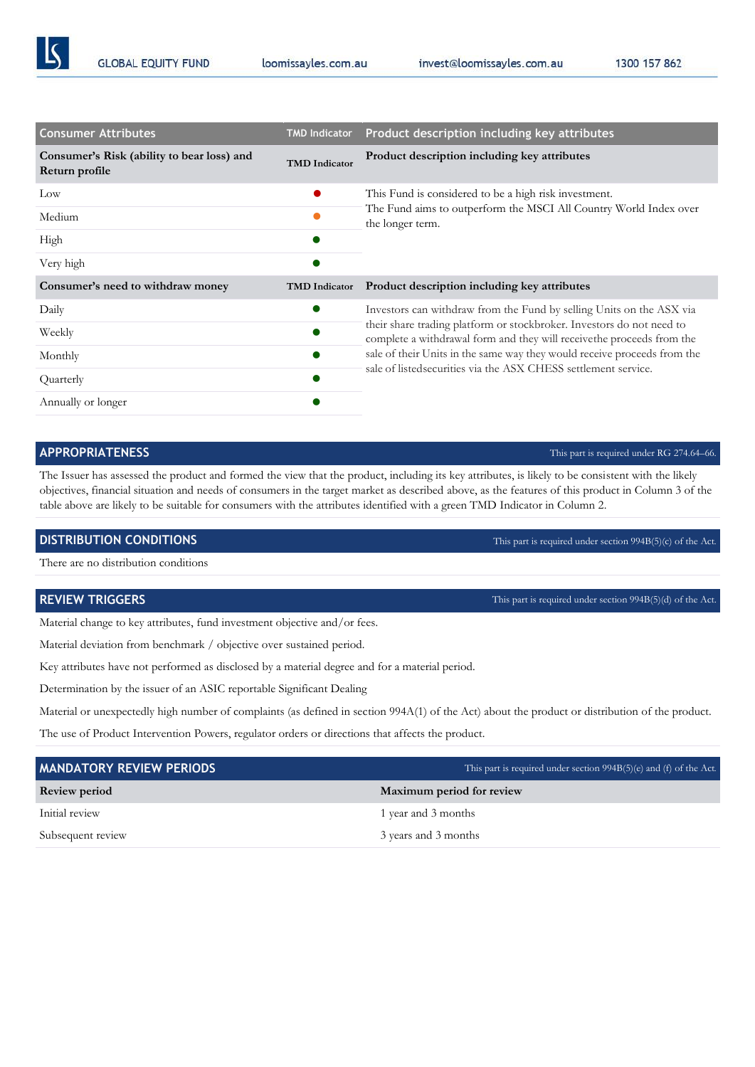| Consumer Attributes | TMD Indicator | Product description including key attributes |
|---|---|---|
| **Consumer's Risk (ability to bear loss) and Return profile** | **TMD Indicator** | **Product description including key attributes** |
| Low | 🔴 | This Fund is considered to be a high risk investment. The Fund aims to outperform the MSCI All Country World Index over the longer term. |
| Medium | 🟠 | |
| High | 🟢 | |
| Very high | 🟢 | |
| **Consumer's need to withdraw money** | **TMD Indicator** | **Product description including key attributes** |
| Daily | 🟢 | Investors can withdraw from the Fund by selling Units on the ASX via their share trading platform or stockbroker. Investors do not need to complete a withdrawal form and they will receivethe proceeds from the sale of their Units in the same way they would receive proceeds from the sale of listedsecurities via the ASX CHESS settlement service. |
| Weekly | 🟢 | |
| Monthly | 🟢 | |
| Quarterly | 🟢 | |
| Annually or longer | 🟢 | |

## APPROPRIATENESS

This part is required under RG 274.64–66.

The Issuer has assessed the product and formed the view that the product, including its key attributes, is likely to be consistent with the likely objectives, financial situation and needs of consumers in the target market as described above, as the features of this product in Column 3 of the table above are likely to be suitable for consumers with the attributes identified with a green TMD Indicator in Column 2.

## DISTRIBUTION CONDITIONS

This part is required under section 994B(5)(c) of the Act.

There are no distribution conditions

## REVIEW TRIGGERS

This part is required under section 994B(5)(d) of the Act.

Material change to key attributes, fund investment objective and/or fees.

Material deviation from benchmark / objective over sustained period.

Key attributes have not performed as disclosed by a material degree and for a material period.

Determination by the issuer of an ASIC reportable Significant Dealing

Material or unexpectedly high number of complaints (as defined in section 994A(1) of the Act) about the product or distribution of the product.

The use of Product Intervention Powers, regulator orders or directions that affects the product.

## MANDATORY REVIEW PERIODS

This part is required under section 994B(5)(e) and (f) of the Act.

| Review period | Maximum period for review |
|---|---|
| Initial review | 1 year and 3 months |
| Subsequent review | 3 years and 3 months |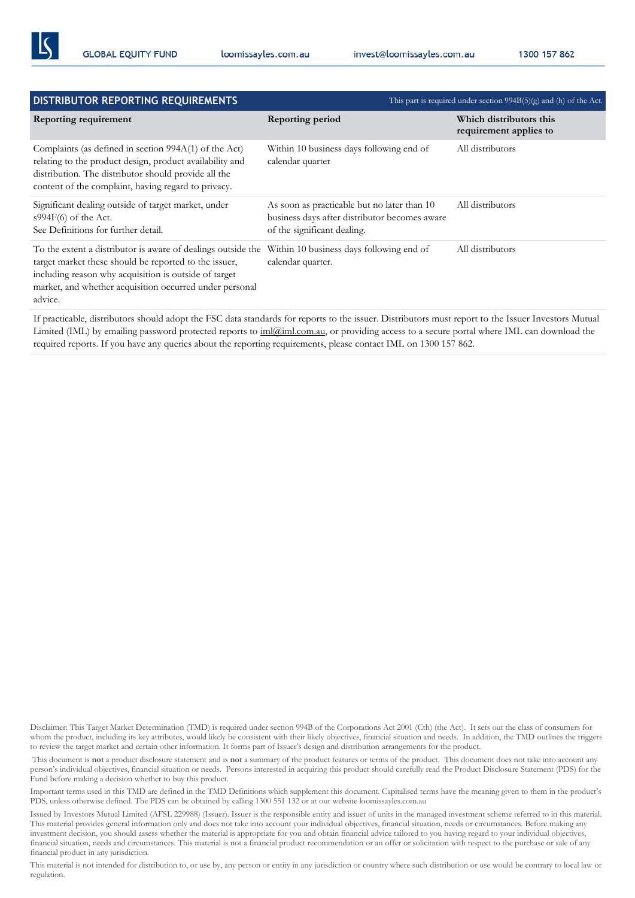## DISTRIBUTOR REPORTING REQUIREMENTS

This part is required under section 994B(5)(g) and (h) of the Act.

| Reporting requirement | Reporting period | Which distributors this requirement applies to |
| --- | --- | --- |
| Complaints (as defined in section 994A(1) of the Act) relating to the product design, product availability and distribution. The distributor should provide all the content of the complaint, having regard to privacy. | Within 10 business days following end of calendar quarter | All distributors |
| Significant dealing outside of target market, under s994F(6) of the Act. See Definitions for further detail. | As soon as practicable but no later than 10 business days after distributor becomes aware of the significant dealing. | All distributors |
| To the extent a distributor is aware of dealings outside the target market these should be reported to the issuer, including reason why acquisition is outside of target market, and whether acquisition occurred under personal advice. | Within 10 business days following end of calendar quarter. | All distributors |

If practicable, distributors should adopt the FSC data standards for reports to the issuer. Distributors must report to the Issuer Investors Mutual Limited (IML) by emailing password protected reports to iml@iml.com.au, or providing access to a secure portal where IML can download the required reports. If you have any queries about the reporting requirements, please contact IML on 1300 157 862.

Disclaimer: This Target Market Determination (TMD) is required under section 994B of the Corporations Act 2001 (Cth) (the Act). It sets out the class of consumers for whom the product, including its key attributes, would likely be consistent with their likely objectives, financial situation and needs. In addition, the TMD outlines the triggers to review the target market and certain other information. It forms part of Issuer's design and distribution arrangements for the product.

This document is **not** a product disclosure statement and is **not** a summary of the product features or terms of the product. This document does not take into account any person's individual objectives, financial situation or needs. Persons interested in acquiring this product should carefully read the Product Disclosure Statement (PDS) for the Fund before making a decision whether to buy this product.

Important terms used in this TMD are defined in the TMD Definitions which supplement this document. Capitalised terms have the meaning given to them in the product's PDS, unless otherwise defined. The PDS can be obtained by calling 1300 551 132 or at our website loomissayles.com.au

Issued by Investors Mutual Limited (AFSL 229988) (Issuer). Issuer is the responsible entity and issuer of units in the managed investment scheme referred to in this material. This material provides general information only and does not take into account your individual objectives, financial situation, needs or circumstances. Before making any investment decision, you should assess whether the material is appropriate for you and obtain financial advice tailored to you having regard to your individual objectives, financial situation, needs and circumstances. This material is not a financial product recommendation or an offer or solicitation with respect to the purchase or sale of any financial product in any jurisdiction.

This material is not intended for distribution to, or use by, any person or entity in any jurisdiction or country where such distribution or use would be contrary to local law or regulation.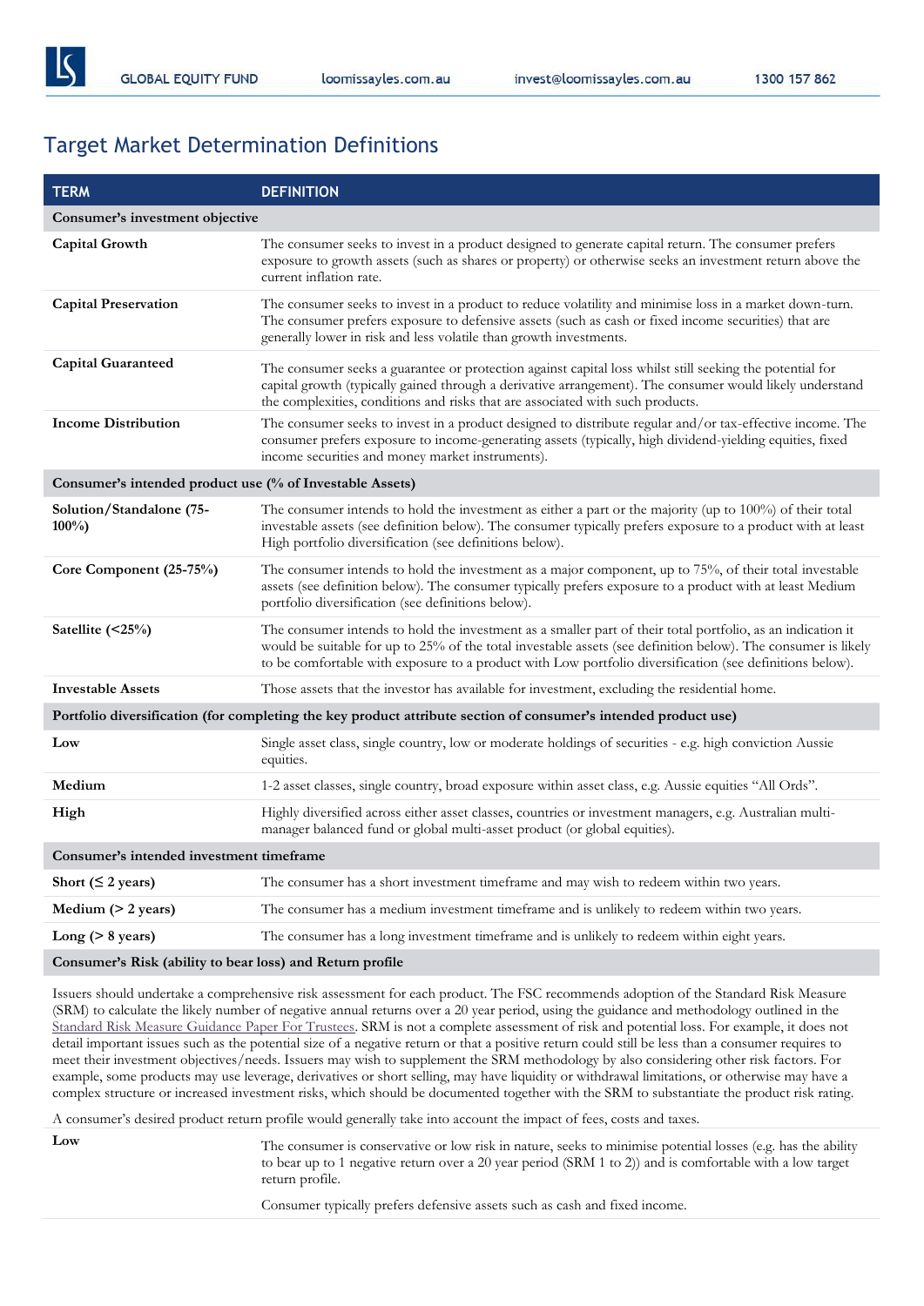## Target Market Determination Definitions

| TERM | DEFINITION |
|---|---|
| **Consumer's investment objective** | |
| **Capital Growth** | The consumer seeks to invest in a product designed to generate capital return. The consumer prefers exposure to growth assets (such as shares or property) or otherwise seeks an investment return above the current inflation rate. |
| **Capital Preservation** | The consumer seeks to invest in a product to reduce volatility and minimise loss in a market down-turn. The consumer prefers exposure to defensive assets (such as cash or fixed income securities) that are generally lower in risk and less volatile than growth investments. |
| **Capital Guaranteed** | The consumer seeks a guarantee or protection against capital loss whilst still seeking the potential for capital growth (typically gained through a derivative arrangement). The consumer would likely understand the complexities, conditions and risks that are associated with such products. |
| **Income Distribution** | The consumer seeks to invest in a product designed to distribute regular and/or tax-effective income. The consumer prefers exposure to income-generating assets (typically, high dividend-yielding equities, fixed income securities and money market instruments). |
| **Consumer's intended product use (% of Investable Assets)** | |
| **Solution/Standalone (75-100%)** | The consumer intends to hold the investment as either a part or the majority (up to 100%) of their total investable assets (see definition below). The consumer typically prefers exposure to a product with at least High portfolio diversification (see definitions below). |
| **Core Component (25-75%)** | The consumer intends to hold the investment as a major component, up to 75%, of their total investable assets (see definition below). The consumer typically prefers exposure to a product with at least Medium portfolio diversification (see definitions below). |
| **Satellite (<25%)** | The consumer intends to hold the investment as a smaller part of their total portfolio, as an indication it would be suitable for up to 25% of the total investable assets (see definition below). The consumer is likely to be comfortable with exposure to a product with Low portfolio diversification (see definitions below). |
| **Investable Assets** | Those assets that the investor has available for investment, excluding the residential home. |
| **Portfolio diversification (for completing the key product attribute section of consumer's intended product use)** | |
| **Low** | Single asset class, single country, low or moderate holdings of securities - e.g. high conviction Aussie equities. |
| **Medium** | 1-2 asset classes, single country, broad exposure within asset class, e.g. Aussie equities "All Ords". |
| **High** | Highly diversified across either asset classes, countries or investment managers, e.g. Australian multi-manager balanced fund or global multi-asset product (or global equities). |
| **Consumer's intended investment timeframe** | |
| **Short (≤ 2 years)** | The consumer has a short investment timeframe and may wish to redeem within two years. |
| **Medium (> 2 years)** | The consumer has a medium investment timeframe and is unlikely to redeem within two years. |
| **Long (> 8 years)** | The consumer has a long investment timeframe and is unlikely to redeem within eight years. |
| **Consumer's Risk (ability to bear loss) and Return profile** | |

Issuers should undertake a comprehensive risk assessment for each product. The FSC recommends adoption of the Standard Risk Measure (SRM) to calculate the likely number of negative annual returns over a 20 year period, using the guidance and methodology outlined in the Standard Risk Measure Guidance Paper For Trustees. SRM is not a complete assessment of risk and potential loss. For example, it does not detail important issues such as the potential size of a negative return or that a positive return could still be less than a consumer requires to meet their investment objectives/needs. Issuers may wish to supplement the SRM methodology by also considering other risk factors. For example, some products may use leverage, derivatives or short selling, may have liquidity or withdrawal limitations, or otherwise may have a complex structure or increased investment risks, which should be documented together with the SRM to substantiate the product risk rating.

A consumer's desired product return profile would generally take into account the impact of fees, costs and taxes.

| | |
|---|---|
| **Low** | The consumer is conservative or low risk in nature, seeks to minimise potential losses (e.g. has the ability to bear up to 1 negative return over a 20 year period (SRM 1 to 2)) and is comfortable with a low target return profile.<br><br>Consumer typically prefers defensive assets such as cash and fixed income. |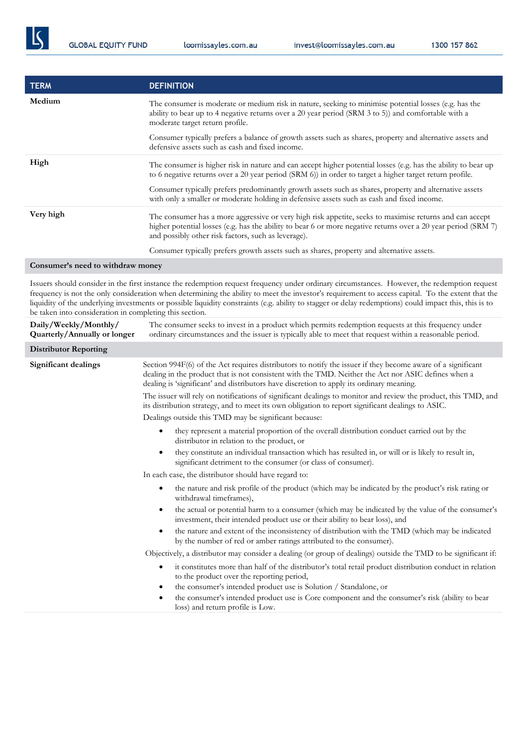| TERM | DEFINITION |
| --- | --- |
| **Medium** | The consumer is moderate or medium risk in nature, seeking to minimise potential losses (e.g. has the ability to bear up to 4 negative returns over a 20 year period (SRM 3 to 5)) and comfortable with a moderate target return profile.<br><br>Consumer typically prefers a balance of growth assets such as shares, property and alternative assets and defensive assets such as cash and fixed income. |
| **High** | The consumer is higher risk in nature and can accept higher potential losses (e.g. has the ability to bear up to 6 negative returns over a 20 year period (SRM 6)) in order to target a higher target return profile.<br><br>Consumer typically prefers predominantly growth assets such as shares, property and alternative assets with only a smaller or moderate holding in defensive assets such as cash and fixed income. |
| **Very high** | The consumer has a more aggressive or very high risk appetite, seeks to maximise returns and can accept higher potential losses (e.g. has the ability to bear 6 or more negative returns over a 20 year period (SRM 7) and possibly other risk factors, such as leverage).<br><br>Consumer typically prefers growth assets such as shares, property and alternative assets. |
| **Consumer's need to withdraw money** | |
| Issues should consider in the first instance the redemption request frequency under ordinary circumstances. However, the redemption request frequency is not the only consideration when determining the ability to meet the investor's requirement to access capital. To the extent that the liquidity of the underlying investments or possible liquidity constraints (e.g. ability to stagger or delay redemptions) could impact this, this is to be taken into consideration in completing this section. | |
| **Daily/Weekly/Monthly/ Quarterly/Annually or longer** | The consumer seeks to invest in a product which permits redemption requests at this frequency under ordinary circumstances and the issuer is typically able to meet that request within a reasonable period. |
| **Distributor Reporting** | |
| **Significant dealings** | Section 994F(6) of the Act requires distributors to notify the issuer if they become aware of a significant dealing in the product that is not consistent with the TMD. Neither the Act nor ASIC defines when a dealing is 'significant' and distributors have discretion to apply its ordinary meaning.<br><br>The issuer will rely on notifications of significant dealings to monitor and review the product, this TMD, and its distribution strategy, and to meet its own obligation to report significant dealings to ASIC.<br><br>Dealings outside this TMD may be significant because:<br>• they represent a material proportion of the overall distribution conduct carried out by the distributor in relation to the product, or<br>• they constitute an individual transaction which has resulted in, or will or is likely to result in, significant detriment to the consumer (or class of consumer).<br><br>In each case, the distributor should have regard to:<br>• the nature and risk profile of the product (which may be indicated by the product's risk rating or withdrawal timeframes),<br>• the actual or potential harm to a consumer (which may be indicated by the value of the consumer's investment, their intended product use or their ability to bear loss), and<br>• the nature and extent of the inconsistency of distribution with the TMD (which may be indicated by the number of red or amber ratings attributed to the consumer).<br><br>Objectively, a distributor may consider a dealing (or group of dealings) outside the TMD to be significant if:<br>• it constitutes more than half of the distributor's total retail product distribution conduct in relation to the product over the reporting period,<br>• the consumer's intended product use is Solution / Standalone, or<br>• the consumer's intended product use is Core component and the consumer's risk (ability to bear loss) and return profile is Low. |